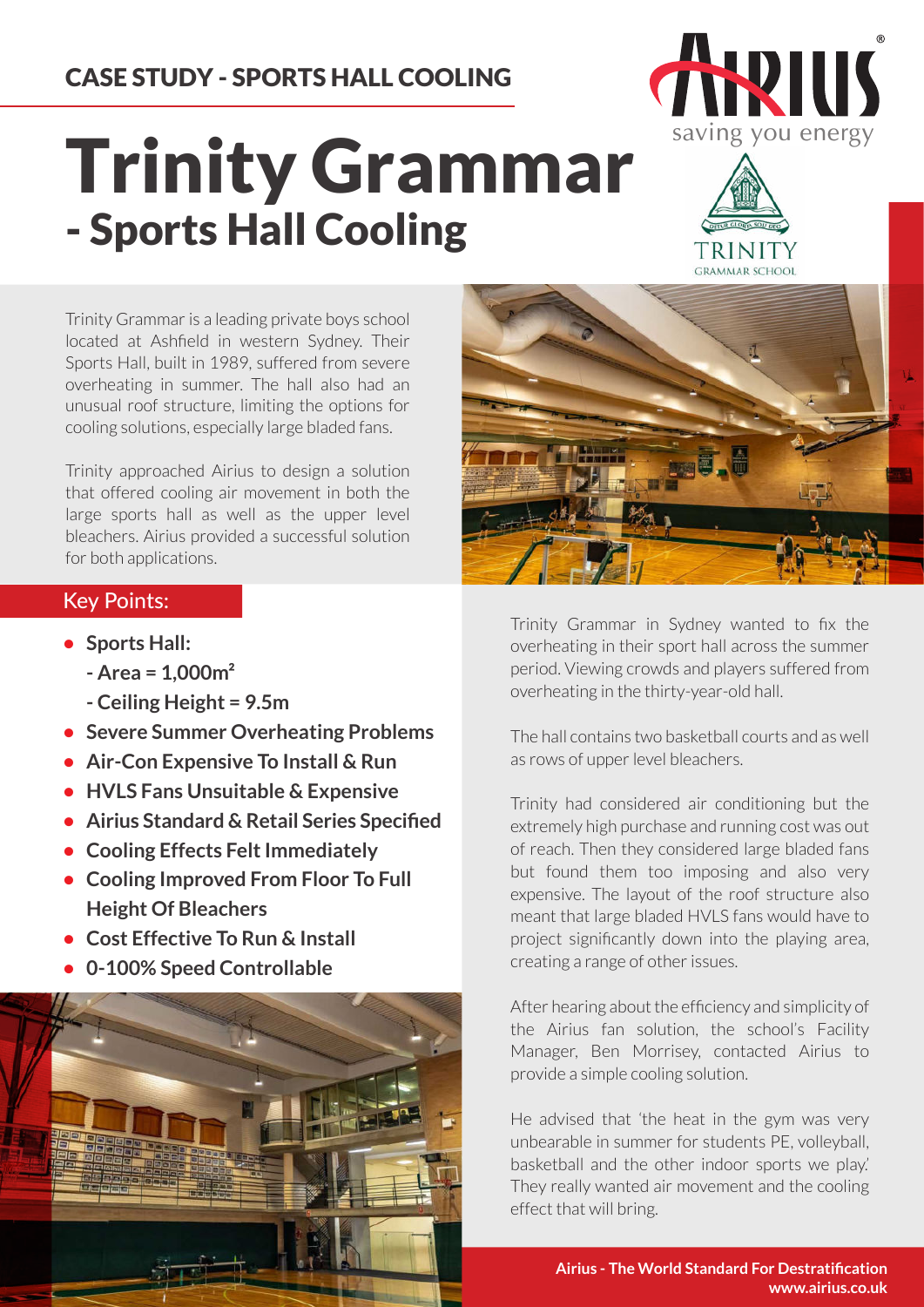CASE STUDY - SPORTS HALL COOLING

# Trinity Grammar
## - Sports Hall Cooling

Trinity Grammar is a leading private boys school located at Ashfield in western Sydney. Their Sports Hall, built in 1989, suffered from severe overheating in summer. The hall also had an unusual roof structure, limiting the options for cooling solutions, especially large bladed fans.

Trinity approached Airius to design a solution that offered cooling air movement in both the large sports hall as well as the upper level bleachers. Airius provided a successful solution for both applications.

### Key Points:

- **Sports Hall:**
  **- Area = 1,000m²**
  **- Ceiling Height = 9.5m**
- **Severe Summer Overheating Problems**
- **Air-Con Expensive To Install & Run**
- **HVLS Fans Unsuitable & Expensive**
- **Airius Standard & Retail Series Specified**
- **Cooling Effects Felt Immediately**
- **Cooling Improved From Floor To Full Height Of Bleachers**
- **Cost Effective To Run & Install**
- **0-100% Speed Controllable**

Trinity Grammar in Sydney wanted to fix the overheating in their sport hall across the summer period. Viewing crowds and players suffered from overheating in the thirty-year-old hall.

The hall contains two basketball courts and as well as rows of upper level bleachers.

Trinity had considered air conditioning but the extremely high purchase and running cost was out of reach. Then they considered large bladed fans but found them too imposing and also very expensive. The layout of the roof structure also meant that large bladed HVLS fans would have to project significantly down into the playing area, creating a range of other issues.

After hearing about the efficiency and simplicity of the Airius fan solution, the school's Facility Manager, Ben Morrisey, contacted Airius to provide a simple cooling solution.

He advised that 'the heat in the gym was very unbearable in summer for students PE, volleyball, basketball and the other indoor sports we play.' They really wanted air movement and the cooling effect that will bring.

**Airius - The World Standard For Destratification**
**www.airius.co.uk**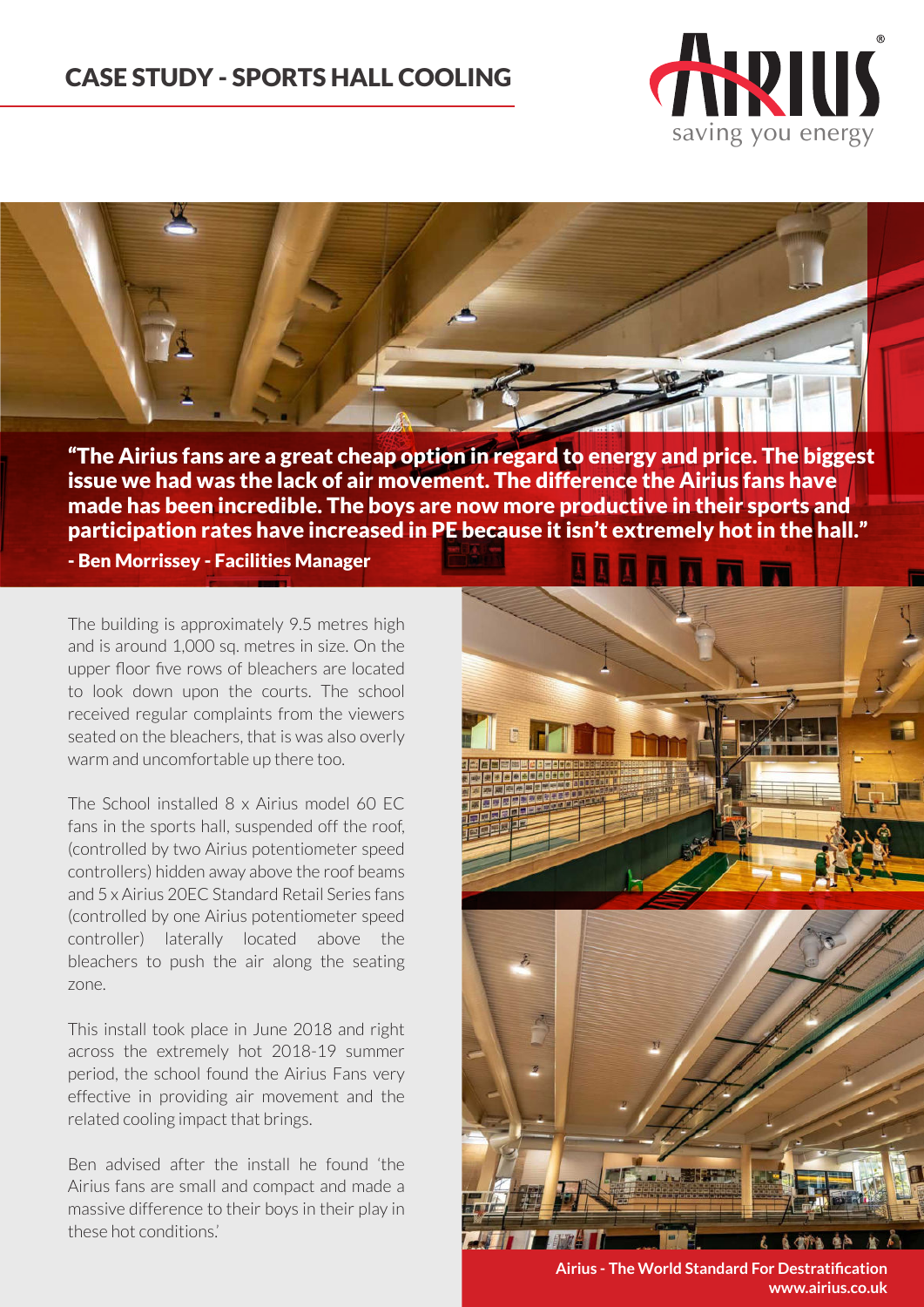# CASE STUDY - SPORTS HALL COOLING

**"The Airius fans are a great cheap option in regard to energy and price. The biggest issue we had was the lack of air movement. The difference the Airius fans have made has been incredible. The boys are now more productive in their sports and participation rates have increased in PE because it isn't extremely hot in the hall."**

**- Ben Morrissey - Facilities Manager**

The building is approximately 9.5 metres high and is around 1,000 sq. metres in size. On the upper floor five rows of bleachers are located to look down upon the courts. The school received regular complaints from the viewers seated on the bleachers, that is was also overly warm and uncomfortable up there too.

The School installed 8 x Airius model 60 EC fans in the sports hall, suspended off the roof, (controlled by two Airius potentiometer speed controllers) hidden away above the roof beams and 5 x Airius 20EC Standard Retail Series fans (controlled by one Airius potentiometer speed controller) laterally located above the bleachers to push the air along the seating zone.

This install took place in June 2018 and right across the extremely hot 2018-19 summer period, the school found the Airius Fans very effective in providing air movement and the related cooling impact that brings.

Ben advised after the install he found 'the Airius fans are small and compact and made a massive difference to their boys in their play in these hot conditions.'

**Airius - The World Standard For Destratification**
**www.airius.co.uk**